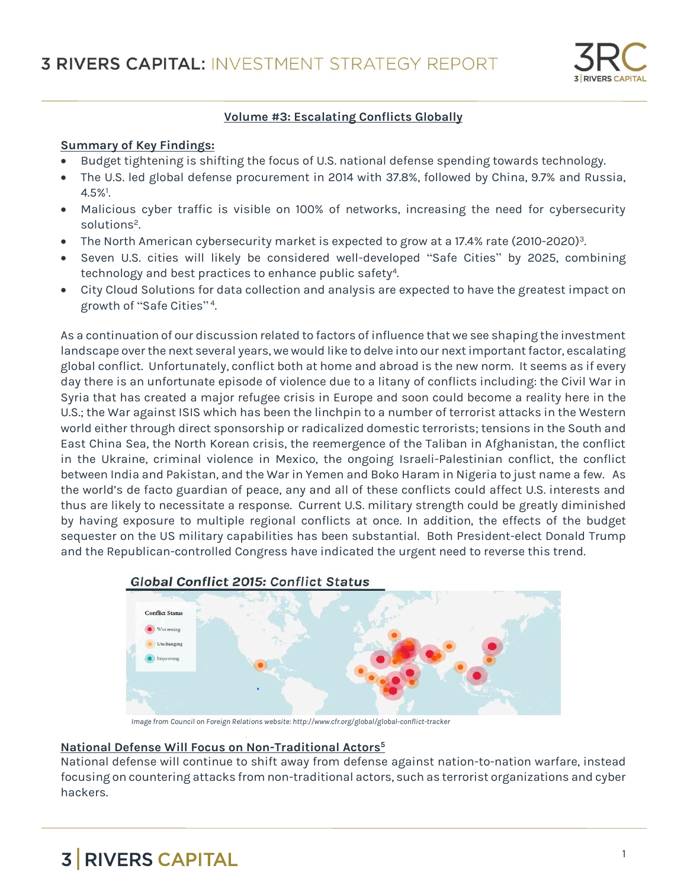# 3 RIVERS CAPITAL: INVESTMENT STRATEGY REPORT

## Volume #3: Escalating Conflicts Globally

**Summary of Key Findings:**

- Budget tightening is shifting the focus of U.S. national defense spending towards technology.
- The U.S. led global defense procurement in 2014 with 37.8%, followed by China, 9.7% and Russia, 4.5%[1].
- Malicious cyber traffic is visible on 100% of networks, increasing the need for cybersecurity solutions[2].
- The North American cybersecurity market is expected to grow at a 17.4% rate (2010-2020)[3].
- Seven U.S. cities will likely be considered well-developed "Safe Cities" by 2025, combining technology and best practices to enhance public safety[4].
- City Cloud Solutions for data collection and analysis are expected to have the greatest impact on growth of "Safe Cities"[4].

As a continuation of our discussion related to factors of influence that we see shaping the investment landscape over the next several years, we would like to delve into our next important factor, escalating global conflict. Unfortunately, conflict both at home and abroad is the new norm. It seems as if every day there is an unfortunate episode of violence due to a litany of conflicts including: the Civil War in Syria that has created a major refugee crisis in Europe and soon could become a reality here in the U.S.; the War against ISIS which has been the linchpin to a number of terrorist attacks in the Western world either through direct sponsorship or radicalized domestic terrorists; tensions in the South and East China Sea, the North Korean crisis, the reemergence of the Taliban in Afghanistan, the conflict in the Ukraine, criminal violence in Mexico, the ongoing Israeli-Palestinian conflict, the conflict between India and Pakistan, and the War in Yemen and Boko Haram in Nigeria to just name a few. As the world's de facto guardian of peace, any and all of these conflicts could affect U.S. interests and thus are likely to necessitate a response. Current U.S. military strength could be greatly diminished by having exposure to multiple regional conflicts at once. In addition, the effects of the budget sequester on the US military capabilities has been substantial. Both President-elect Donald Trump and the Republican-controlled Congress have indicated the urgent need to reverse this trend.

***Global Conflict 2015: Conflict Status***

Conflict Status: Worsening, Unchanging, Improving

*Image from Council on Foreign Relations website: http://www.cfr.org/global/global-conflict-tracker*

**National Defense Will Focus on Non-Traditional Actors[5]**

National defense will continue to shift away from defense against nation-to-nation warfare, instead focusing on countering attacks from non-traditional actors, such as terrorist organizations and cyber hackers.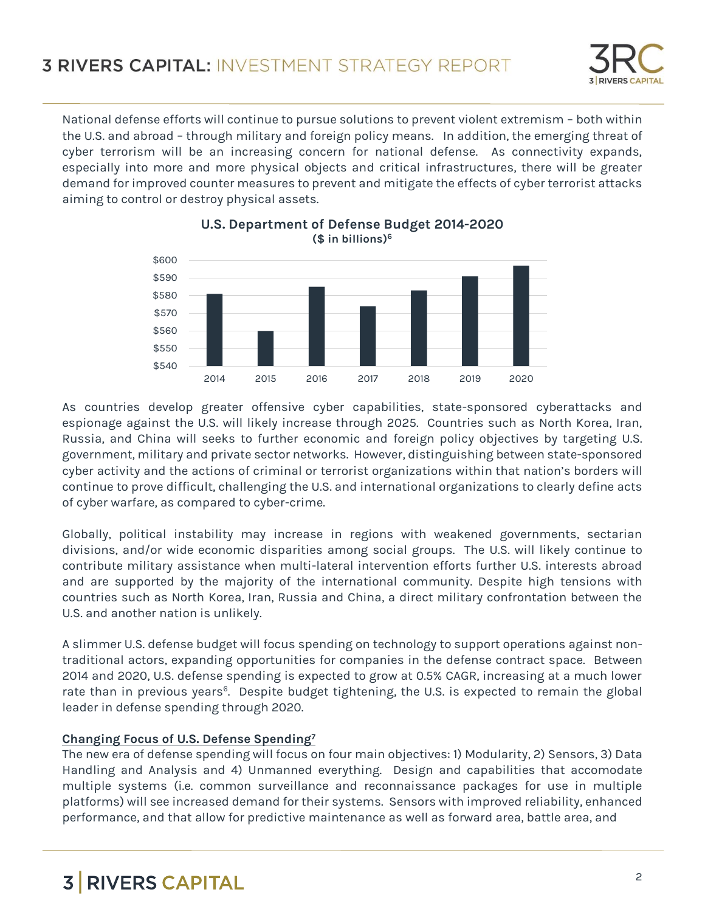National defense efforts will continue to pursue solutions to prevent violent extremism – both within the U.S. and abroad – through military and foreign policy means. In addition, the emerging threat of cyber terrorism will be an increasing concern for national defense. As connectivity expands, especially into more and more physical objects and critical infrastructures, there will be greater demand for improved counter measures to prevent and mitigate the effects of cyber terrorist attacks aiming to control or destroy physical assets.

**U.S. Department of Defense Budget 2014-2020**
**($ in billions)[6]**

As countries develop greater offensive cyber capabilities, state-sponsored cyberattacks and espionage against the U.S. will likely increase through 2025. Countries such as North Korea, Iran, Russia, and China will seeks to further economic and foreign policy objectives by targeting U.S. government, military and private sector networks. However, distinguishing between state-sponsored cyber activity and the actions of criminal or terrorist organizations within that nation's borders will continue to prove difficult, challenging the U.S. and international organizations to clearly define acts of cyber warfare, as compared to cyber-crime.

Globally, political instability may increase in regions with weakened governments, sectarian divisions, and/or wide economic disparities among social groups. The U.S. will likely continue to contribute military assistance when multi-lateral intervention efforts further U.S. interests abroad and are supported by the majority of the international community. Despite high tensions with countries such as North Korea, Iran, Russia and China, a direct military confrontation between the U.S. and another nation is unlikely.

A slimmer U.S. defense budget will focus spending on technology to support operations against non-traditional actors, expanding opportunities for companies in the defense contract space. Between 2014 and 2020, U.S. defense spending is expected to grow at 0.5% CAGR, increasing at a much lower rate than in previous years[6]. Despite budget tightening, the U.S. is expected to remain the global leader in defense spending through 2020.

**<u>Changing Focus of U.S. Defense Spending</u>[7]**

The new era of defense spending will focus on four main objectives: 1) Modularity, 2) Sensors, 3) Data Handling and Analysis and 4) Unmanned everything. Design and capabilities that accomodate multiple systems (i.e. common surveillance and reconnaissance packages for use in multiple platforms) will see increased demand for their systems. Sensors with improved reliability, enhanced performance, and that allow for predictive maintenance as well as forward area, battle area, and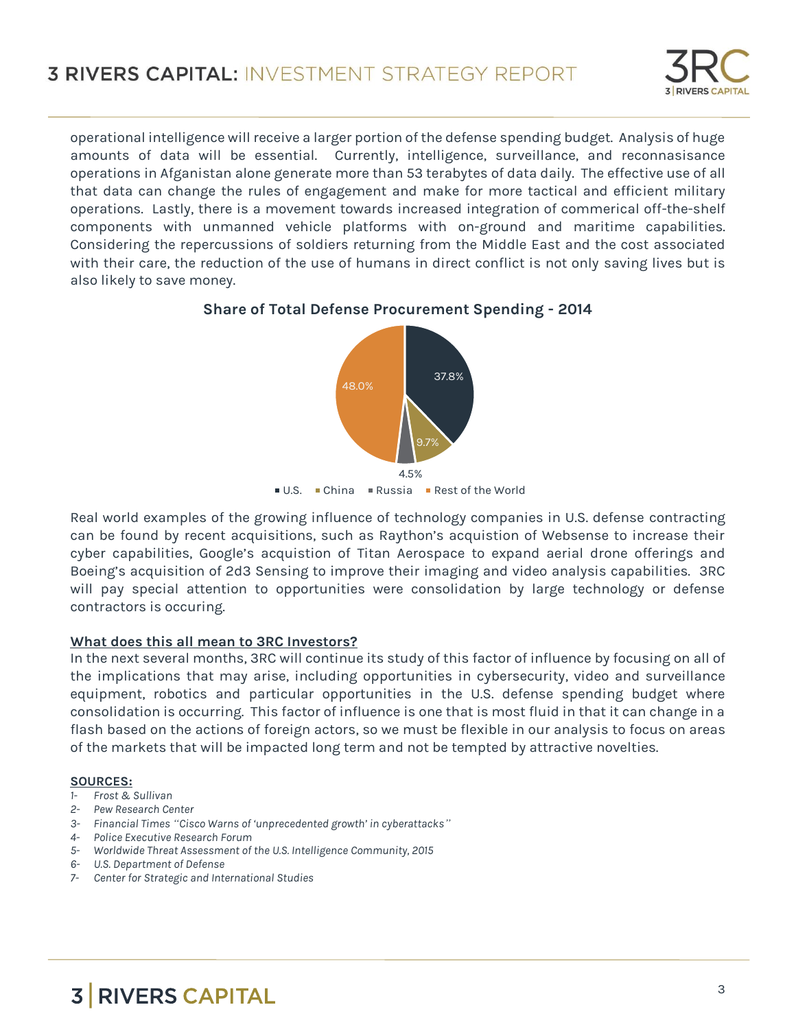operational intelligence will receive a larger portion of the defense spending budget. Analysis of huge amounts of data will be essential. Currently, intelligence, surveillance, and reconnasisance operations in Afganistan alone generate more than 53 terabytes of data daily. The effective use of all that data can change the rules of engagement and make for more tactical and efficient military operations. Lastly, there is a movement towards increased integration of commerical off-the-shelf components with unmanned vehicle platforms with on-ground and maritime capabilities. Considering the repercussions of soldiers returning from the Middle East and the cost associated with their care, the reduction of the use of humans in direct conflict is not only saving lives but is also likely to save money.

**Share of Total Defense Procurement Spending - 2014**

37.8%
9.7%
4.5%
48.0%

U.S. China Russia Rest of the World

Real world examples of the growing influence of technology companies in U.S. defense contracting can be found by recent acquisitions, such as Raython's acquistion of Websense to increase their cyber capabilities, Google's acquistion of Titan Aerospace to expand aerial drone offerings and Boeing's acquisition of 2d3 Sensing to improve their imaging and video analysis capabilities. 3RC will pay special attention to opportunities were consolidation by large technology or defense contractors is occuring.

**<u>What does this all mean to 3RC Investors?</u>**

In the next several months, 3RC will continue its study of this factor of influence by focusing on all of the implications that may arise, including opportunities in cybersecurity, video and surveillance equipment, robotics and particular opportunities in the U.S. defense spending budget where consolidation is occurring. This factor of influence is one that is most fluid in that it can change in a flash based on the actions of foreign actors, so we must be flexible in our analysis to focus on areas of the markets that will be impacted long term and not be tempted by attractive novelties.

**<u>SOURCES:</u>**

1- *Frost & Sullivan*
2- *Pew Research Center*
3- *Financial Times "Cisco Warns of 'unprecedented growth' in cyberattacks"*
4- *Police Executive Research Forum*
5- *Worldwide Threat Assessment of the U.S. Intelligence Community, 2015*
6- *U.S. Department of Defense*
7- *Center for Strategic and International Studies*